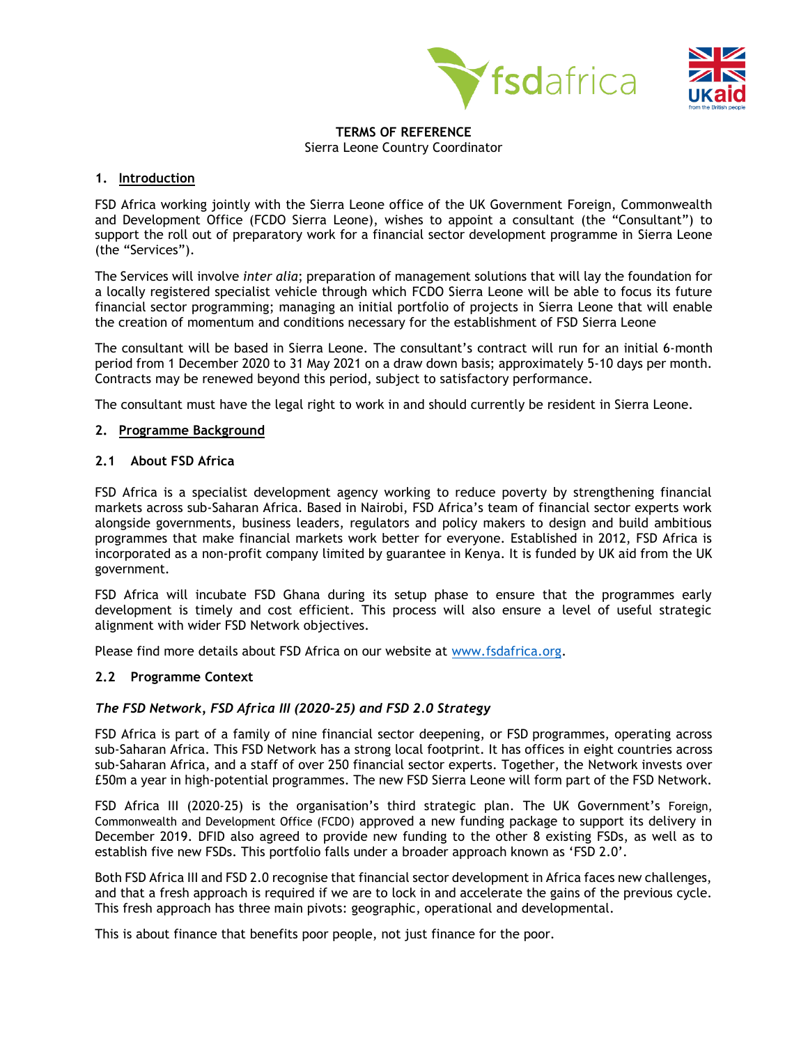**TERMS OF REFERENCE**
Sierra Leone Country Coordinator

## 1. Introduction

FSD Africa working jointly with the Sierra Leone office of the UK Government Foreign, Commonwealth and Development Office (FCDO Sierra Leone), wishes to appoint a consultant (the "Consultant") to support the roll out of preparatory work for a financial sector development programme in Sierra Leone (the "Services").

The Services will involve *inter alia*; preparation of management solutions that will lay the foundation for a locally registered specialist vehicle through which FCDO Sierra Leone will be able to focus its future financial sector programming; managing an initial portfolio of projects in Sierra Leone that will enable the creation of momentum and conditions necessary for the establishment of FSD Sierra Leone

The consultant will be based in Sierra Leone. The consultant's contract will run for an initial 6-month period from 1 December 2020 to 31 May 2021 on a draw down basis; approximately 5-10 days per month. Contracts may be renewed beyond this period, subject to satisfactory performance.

The consultant must have the legal right to work in and should currently be resident in Sierra Leone.

## 2. Programme Background

### 2.1 About FSD Africa

FSD Africa is a specialist development agency working to reduce poverty by strengthening financial markets across sub-Saharan Africa. Based in Nairobi, FSD Africa's team of financial sector experts work alongside governments, business leaders, regulators and policy makers to design and build ambitious programmes that make financial markets work better for everyone. Established in 2012, FSD Africa is incorporated as a non-profit company limited by guarantee in Kenya. It is funded by UK aid from the UK government.

FSD Africa will incubate FSD Ghana during its setup phase to ensure that the programmes early development is timely and cost efficient. This process will also ensure a level of useful strategic alignment with wider FSD Network objectives.

Please find more details about FSD Africa on our website at www.fsdafrica.org.

### 2.2 Programme Context

***The FSD Network, FSD Africa III (2020-25) and FSD 2.0 Strategy***

FSD Africa is part of a family of nine financial sector deepening, or FSD programmes, operating across sub-Saharan Africa. This FSD Network has a strong local footprint. It has offices in eight countries across sub-Saharan Africa, and a staff of over 250 financial sector experts. Together, the Network invests over £50m a year in high-potential programmes. The new FSD Sierra Leone will form part of the FSD Network.

FSD Africa III (2020-25) is the organisation's third strategic plan. The UK Government's Foreign, Commonwealth and Development Office (FCDO) approved a new funding package to support its delivery in December 2019. DFID also agreed to provide new funding to the other 8 existing FSDs, as well as to establish five new FSDs. This portfolio falls under a broader approach known as 'FSD 2.0'.

Both FSD Africa III and FSD 2.0 recognise that financial sector development in Africa faces new challenges, and that a fresh approach is required if we are to lock in and accelerate the gains of the previous cycle. This fresh approach has three main pivots: geographic, operational and developmental.

This is about finance that benefits poor people, not just finance for the poor.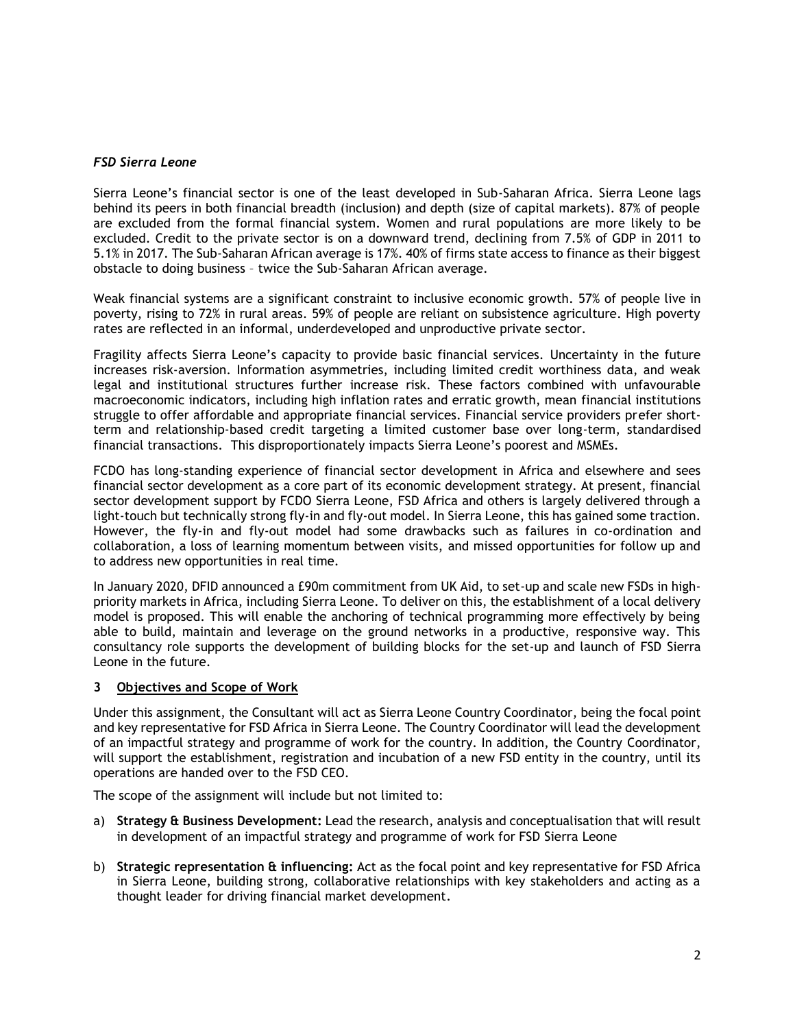*FSD Sierra Leone*

Sierra Leone's financial sector is one of the least developed in Sub-Saharan Africa. Sierra Leone lags behind its peers in both financial breadth (inclusion) and depth (size of capital markets). 87% of people are excluded from the formal financial system. Women and rural populations are more likely to be excluded. Credit to the private sector is on a downward trend, declining from 7.5% of GDP in 2011 to 5.1% in 2017. The Sub-Saharan African average is 17%. 40% of firms state access to finance as their biggest obstacle to doing business – twice the Sub-Saharan African average.

Weak financial systems are a significant constraint to inclusive economic growth. 57% of people live in poverty, rising to 72% in rural areas. 59% of people are reliant on subsistence agriculture. High poverty rates are reflected in an informal, underdeveloped and unproductive private sector.

Fragility affects Sierra Leone's capacity to provide basic financial services. Uncertainty in the future increases risk-aversion. Information asymmetries, including limited credit worthiness data, and weak legal and institutional structures further increase risk. These factors combined with unfavourable macroeconomic indicators, including high inflation rates and erratic growth, mean financial institutions struggle to offer affordable and appropriate financial services. Financial service providers prefer short-term and relationship-based credit targeting a limited customer base over long-term, standardised financial transactions. This disproportionately impacts Sierra Leone's poorest and MSMEs.

FCDO has long-standing experience of financial sector development in Africa and elsewhere and sees financial sector development as a core part of its economic development strategy. At present, financial sector development support by FCDO Sierra Leone, FSD Africa and others is largely delivered through a light-touch but technically strong fly-in and fly-out model. In Sierra Leone, this has gained some traction. However, the fly-in and fly-out model had some drawbacks such as failures in co-ordination and collaboration, a loss of learning momentum between visits, and missed opportunities for follow up and to address new opportunities in real time.

In January 2020, DFID announced a £90m commitment from UK Aid, to set-up and scale new FSDs in high-priority markets in Africa, including Sierra Leone. To deliver on this, the establishment of a local delivery model is proposed. This will enable the anchoring of technical programming more effectively by being able to build, maintain and leverage on the ground networks in a productive, responsive way. This consultancy role supports the development of building blocks for the set-up and launch of FSD Sierra Leone in the future.

## 3 Objectives and Scope of Work

Under this assignment, the Consultant will act as Sierra Leone Country Coordinator, being the focal point and key representative for FSD Africa in Sierra Leone. The Country Coordinator will lead the development of an impactful strategy and programme of work for the country. In addition, the Country Coordinator, will support the establishment, registration and incubation of a new FSD entity in the country, until its operations are handed over to the FSD CEO.

The scope of the assignment will include but not limited to:

a) **Strategy & Business Development:** Lead the research, analysis and conceptualisation that will result in development of an impactful strategy and programme of work for FSD Sierra Leone

b) **Strategic representation & influencing:** Act as the focal point and key representative for FSD Africa in Sierra Leone, building strong, collaborative relationships with key stakeholders and acting as a thought leader for driving financial market development.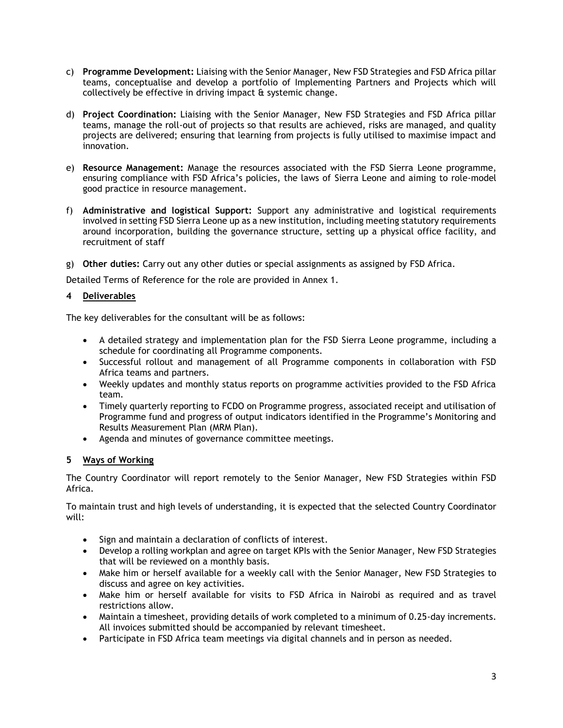c) **Programme Development:** Liaising with the Senior Manager, New FSD Strategies and FSD Africa pillar teams, conceptualise and develop a portfolio of Implementing Partners and Projects which will collectively be effective in driving impact & systemic change.

d) **Project Coordination:** Liaising with the Senior Manager, New FSD Strategies and FSD Africa pillar teams, manage the roll-out of projects so that results are achieved, risks are managed, and quality projects are delivered; ensuring that learning from projects is fully utilised to maximise impact and innovation.

e) **Resource Management:** Manage the resources associated with the FSD Sierra Leone programme, ensuring compliance with FSD Africa's policies, the laws of Sierra Leone and aiming to role-model good practice in resource management.

f) **Administrative and logistical Support:** Support any administrative and logistical requirements involved in setting FSD Sierra Leone up as a new institution, including meeting statutory requirements around incorporation, building the governance structure, setting up a physical office facility, and recruitment of staff

g) **Other duties:** Carry out any other duties or special assignments as assigned by FSD Africa.

Detailed Terms of Reference for the role are provided in Annex 1.

## 4 Deliverables

The key deliverables for the consultant will be as follows:

- A detailed strategy and implementation plan for the FSD Sierra Leone programme, including a schedule for coordinating all Programme components.
- Successful rollout and management of all Programme components in collaboration with FSD Africa teams and partners.
- Weekly updates and monthly status reports on programme activities provided to the FSD Africa team.
- Timely quarterly reporting to FCDO on Programme progress, associated receipt and utilisation of Programme fund and progress of output indicators identified in the Programme's Monitoring and Results Measurement Plan (MRM Plan).
- Agenda and minutes of governance committee meetings.

## 5 Ways of Working

The Country Coordinator will report remotely to the Senior Manager, New FSD Strategies within FSD Africa.

To maintain trust and high levels of understanding, it is expected that the selected Country Coordinator will:

- Sign and maintain a declaration of conflicts of interest.
- Develop a rolling workplan and agree on target KPIs with the Senior Manager, New FSD Strategies that will be reviewed on a monthly basis.
- Make him or herself available for a weekly call with the Senior Manager, New FSD Strategies to discuss and agree on key activities.
- Make him or herself available for visits to FSD Africa in Nairobi as required and as travel restrictions allow.
- Maintain a timesheet, providing details of work completed to a minimum of 0.25-day increments. All invoices submitted should be accompanied by relevant timesheet.
- Participate in FSD Africa team meetings via digital channels and in person as needed.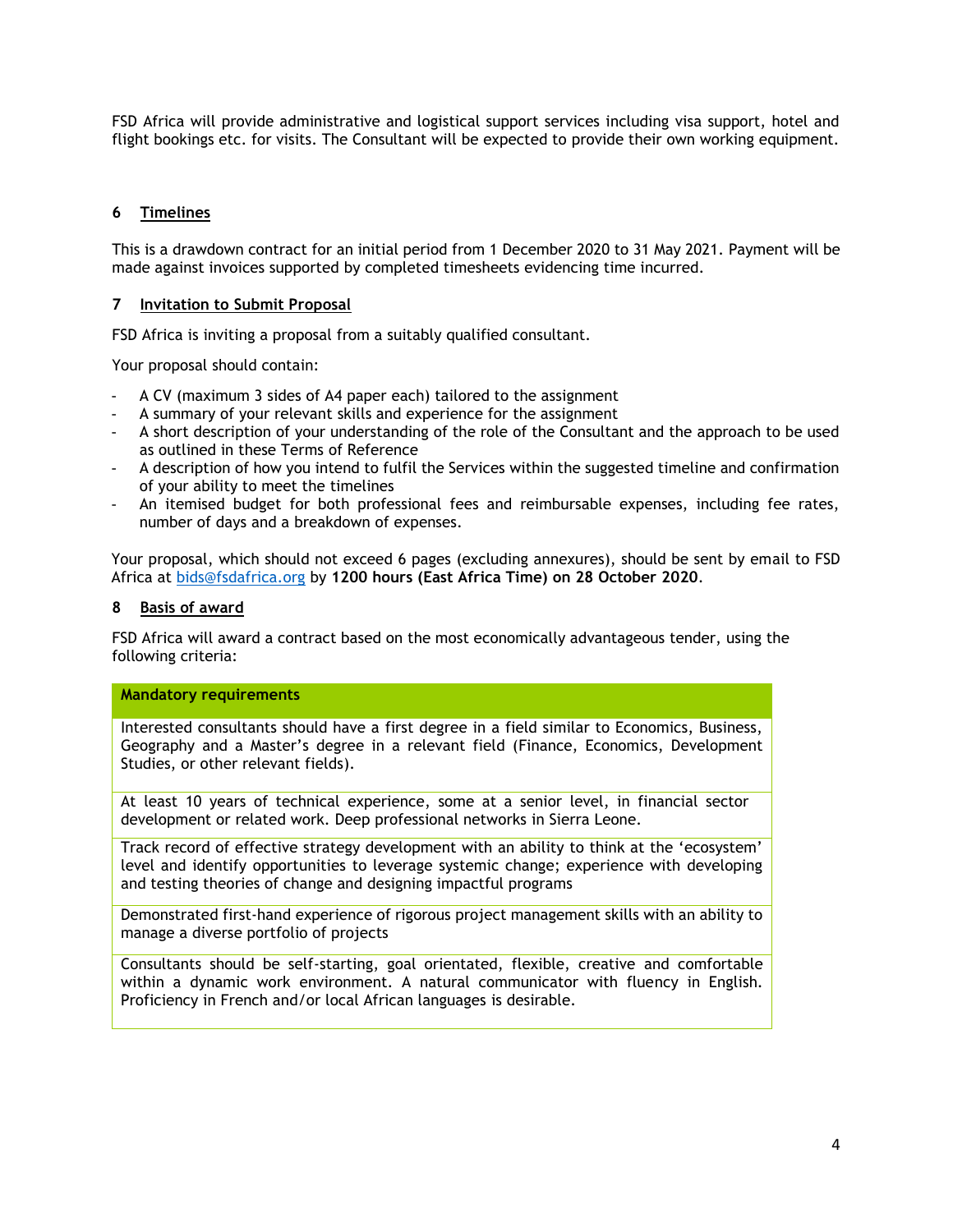FSD Africa will provide administrative and logistical support services including visa support, hotel and flight bookings etc. for visits. The Consultant will be expected to provide their own working equipment.

## 6 Timelines

This is a drawdown contract for an initial period from 1 December 2020 to 31 May 2021. Payment will be made against invoices supported by completed timesheets evidencing time incurred.

## 7 Invitation to Submit Proposal

FSD Africa is inviting a proposal from a suitably qualified consultant.

Your proposal should contain:

- A CV (maximum 3 sides of A4 paper each) tailored to the assignment
- A summary of your relevant skills and experience for the assignment
- A short description of your understanding of the role of the Consultant and the approach to be used as outlined in these Terms of Reference
- A description of how you intend to fulfil the Services within the suggested timeline and confirmation of your ability to meet the timelines
- An itemised budget for both professional fees and reimbursable expenses, including fee rates, number of days and a breakdown of expenses.

Your proposal, which should not exceed 6 pages (excluding annexures), should be sent by email to FSD Africa at bids@fsdafrica.org by **1200 hours (East Africa Time) on 28 October 2020**.

## 8 Basis of award

FSD Africa will award a contract based on the most economically advantageous tender, using the following criteria:

| **Mandatory requirements** |
|---|
| Interested consultants should have a first degree in a field similar to Economics, Business, Geography and a Master's degree in a relevant field (Finance, Economics, Development Studies, or other relevant fields). |
| At least 10 years of technical experience, some at a senior level, in financial sector development or related work. Deep professional networks in Sierra Leone. |
| Track record of effective strategy development with an ability to think at the 'ecosystem' level and identify opportunities to leverage systemic change; experience with developing and testing theories of change and designing impactful programs |
| Demonstrated first-hand experience of rigorous project management skills with an ability to manage a diverse portfolio of projects |
| Consultants should be self-starting, goal orientated, flexible, creative and comfortable within a dynamic work environment. A natural communicator with fluency in English. Proficiency in French and/or local African languages is desirable. |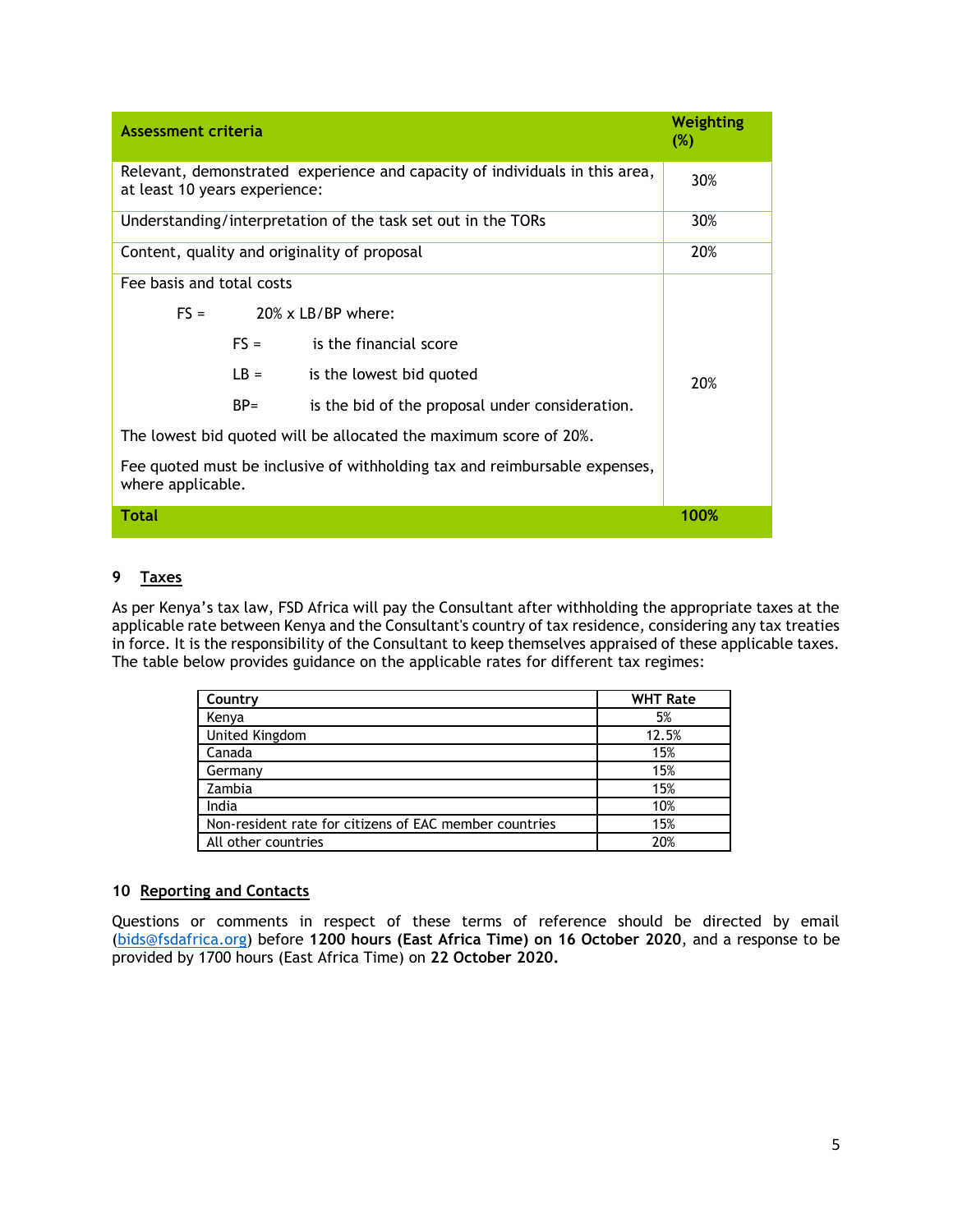| Assessment criteria | Weighting (%) |
|---|---|
| Relevant, demonstrated experience and capacity of individuals in this area, at least 10 years experience: | 30% |
| Understanding/interpretation of the task set out in the TORs | 30% |
| Content, quality and originality of proposal | 20% |
| Fee basis and total costs<br><br>FS = 20% x LB/BP where:<br><br>FS = is the financial score<br><br>LB = is the lowest bid quoted<br><br>BP= is the bid of the proposal under consideration.<br><br>The lowest bid quoted will be allocated the maximum score of 20%.<br><br>Fee quoted must be inclusive of withholding tax and reimbursable expenses, where applicable. | 20% |
| **Total** | **100%** |

## 9 Taxes

As per Kenya's tax law, FSD Africa will pay the Consultant after withholding the appropriate taxes at the applicable rate between Kenya and the Consultant's country of tax residence, considering any tax treaties in force. It is the responsibility of the Consultant to keep themselves appraised of these applicable taxes. The table below provides guidance on the applicable rates for different tax regimes:

| Country | WHT Rate |
|---|---|
| Kenya | 5% |
| United Kingdom | 12.5% |
| Canada | 15% |
| Germany | 15% |
| Zambia | 15% |
| India | 10% |
| Non-resident rate for citizens of EAC member countries | 15% |
| All other countries | 20% |

## 10 Reporting and Contacts

Questions or comments in respect of these terms of reference should be directed by email (bids@fsdafrica.org) before **1200 hours (East Africa Time) on 16 October 2020**, and a response to be provided by 1700 hours (East Africa Time) on **22 October 2020.**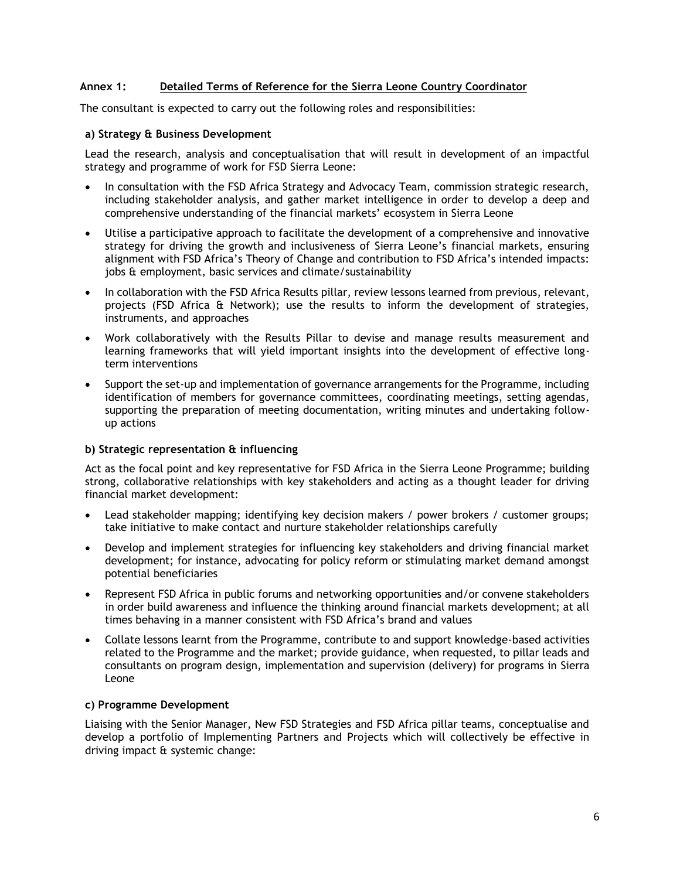## Annex 1: Detailed Terms of Reference for the Sierra Leone Country Coordinator

The consultant is expected to carry out the following roles and responsibilities:

### a) Strategy & Business Development

Lead the research, analysis and conceptualisation that will result in development of an impactful strategy and programme of work for FSD Sierra Leone:

- In consultation with the FSD Africa Strategy and Advocacy Team, commission strategic research, including stakeholder analysis, and gather market intelligence in order to develop a deep and comprehensive understanding of the financial markets' ecosystem in Sierra Leone
- Utilise a participative approach to facilitate the development of a comprehensive and innovative strategy for driving the growth and inclusiveness of Sierra Leone's financial markets, ensuring alignment with FSD Africa's Theory of Change and contribution to FSD Africa's intended impacts: jobs & employment, basic services and climate/sustainability
- In collaboration with the FSD Africa Results pillar, review lessons learned from previous, relevant, projects (FSD Africa & Network); use the results to inform the development of strategies, instruments, and approaches
- Work collaboratively with the Results Pillar to devise and manage results measurement and learning frameworks that will yield important insights into the development of effective long-term interventions
- Support the set-up and implementation of governance arrangements for the Programme, including identification of members for governance committees, coordinating meetings, setting agendas, supporting the preparation of meeting documentation, writing minutes and undertaking follow-up actions

### b) Strategic representation & influencing

Act as the focal point and key representative for FSD Africa in the Sierra Leone Programme; building strong, collaborative relationships with key stakeholders and acting as a thought leader for driving financial market development:

- Lead stakeholder mapping; identifying key decision makers / power brokers / customer groups; take initiative to make contact and nurture stakeholder relationships carefully
- Develop and implement strategies for influencing key stakeholders and driving financial market development; for instance, advocating for policy reform or stimulating market demand amongst potential beneficiaries
- Represent FSD Africa in public forums and networking opportunities and/or convene stakeholders in order build awareness and influence the thinking around financial markets development; at all times behaving in a manner consistent with FSD Africa's brand and values
- Collate lessons learnt from the Programme, contribute to and support knowledge-based activities related to the Programme and the market; provide guidance, when requested, to pillar leads and consultants on program design, implementation and supervision (delivery) for programs in Sierra Leone

### c) Programme Development

Liaising with the Senior Manager, New FSD Strategies and FSD Africa pillar teams, conceptualise and develop a portfolio of Implementing Partners and Projects which will collectively be effective in driving impact & systemic change: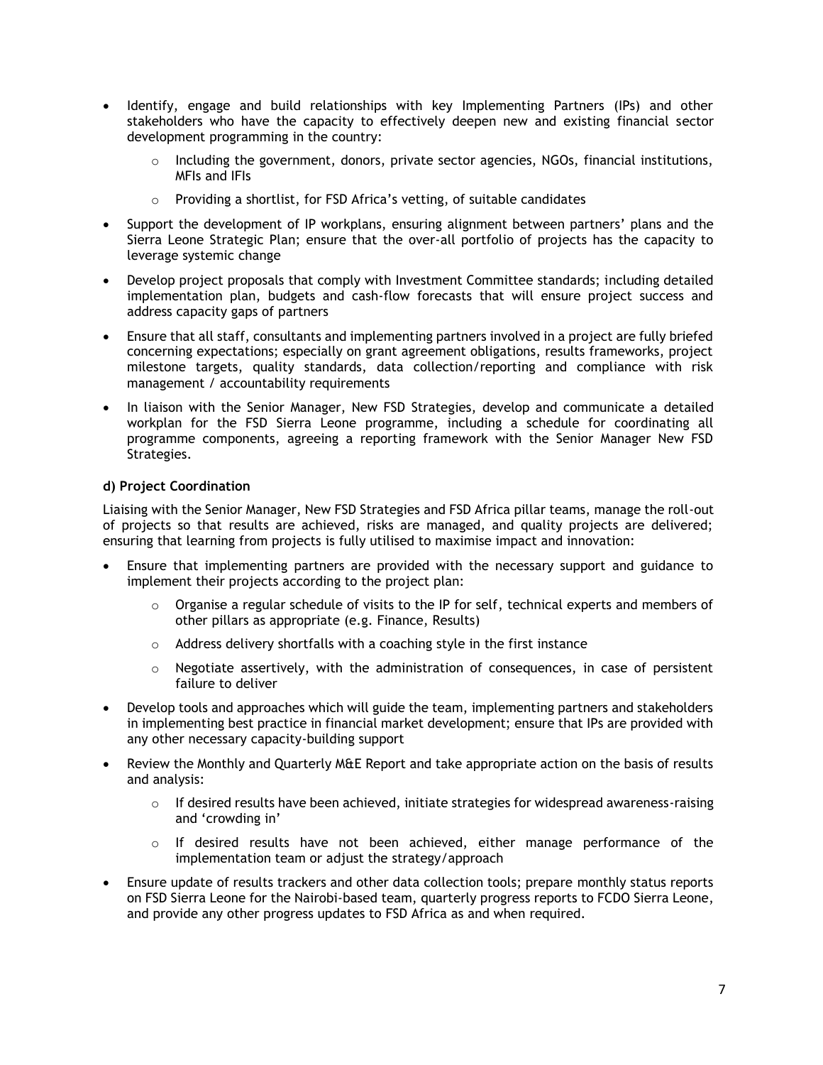- Identify, engage and build relationships with key Implementing Partners (IPs) and other stakeholders who have the capacity to effectively deepen new and existing financial sector development programming in the country:
    - Including the government, donors, private sector agencies, NGOs, financial institutions, MFIs and IFIs
    - Providing a shortlist, for FSD Africa's vetting, of suitable candidates
- Support the development of IP workplans, ensuring alignment between partners' plans and the Sierra Leone Strategic Plan; ensure that the over-all portfolio of projects has the capacity to leverage systemic change
- Develop project proposals that comply with Investment Committee standards; including detailed implementation plan, budgets and cash-flow forecasts that will ensure project success and address capacity gaps of partners
- Ensure that all staff, consultants and implementing partners involved in a project are fully briefed concerning expectations; especially on grant agreement obligations, results frameworks, project milestone targets, quality standards, data collection/reporting and compliance with risk management / accountability requirements
- In liaison with the Senior Manager, New FSD Strategies, develop and communicate a detailed workplan for the FSD Sierra Leone programme, including a schedule for coordinating all programme components, agreeing a reporting framework with the Senior Manager New FSD Strategies.

**d) Project Coordination**

Liaising with the Senior Manager, New FSD Strategies and FSD Africa pillar teams, manage the roll-out of projects so that results are achieved, risks are managed, and quality projects are delivered; ensuring that learning from projects is fully utilised to maximise impact and innovation:

- Ensure that implementing partners are provided with the necessary support and guidance to implement their projects according to the project plan:
    - Organise a regular schedule of visits to the IP for self, technical experts and members of other pillars as appropriate (e.g. Finance, Results)
    - Address delivery shortfalls with a coaching style in the first instance
    - Negotiate assertively, with the administration of consequences, in case of persistent failure to deliver
- Develop tools and approaches which will guide the team, implementing partners and stakeholders in implementing best practice in financial market development; ensure that IPs are provided with any other necessary capacity-building support
- Review the Monthly and Quarterly M&E Report and take appropriate action on the basis of results and analysis:
    - If desired results have been achieved, initiate strategies for widespread awareness-raising and 'crowding in'
    - If desired results have not been achieved, either manage performance of the implementation team or adjust the strategy/approach
- Ensure update of results trackers and other data collection tools; prepare monthly status reports on FSD Sierra Leone for the Nairobi-based team, quarterly progress reports to FCDO Sierra Leone, and provide any other progress updates to FSD Africa as and when required.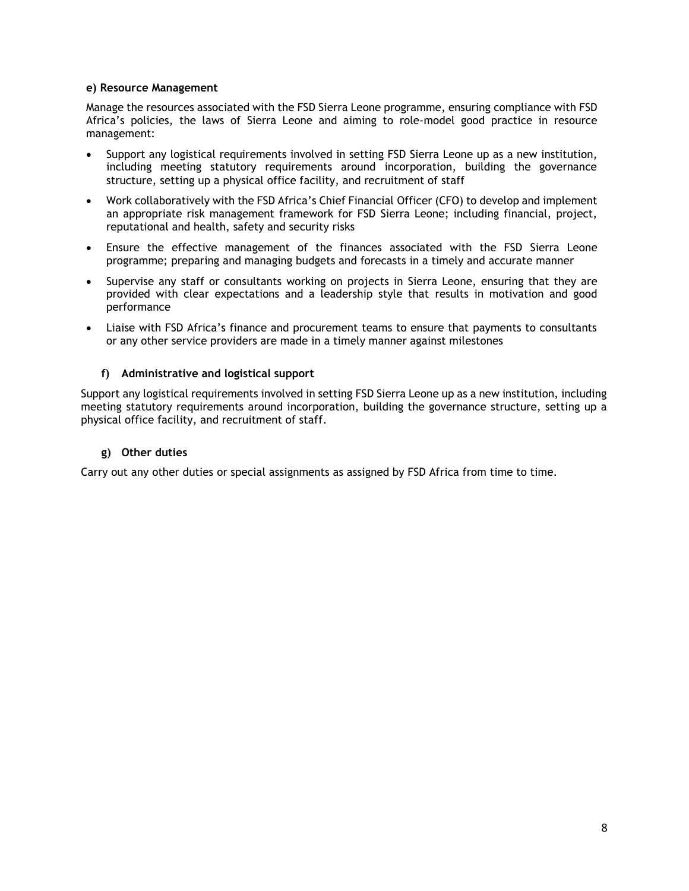**e) Resource Management**

Manage the resources associated with the FSD Sierra Leone programme, ensuring compliance with FSD Africa's policies, the laws of Sierra Leone and aiming to role-model good practice in resource management:

- Support any logistical requirements involved in setting FSD Sierra Leone up as a new institution, including meeting statutory requirements around incorporation, building the governance structure, setting up a physical office facility, and recruitment of staff
- Work collaboratively with the FSD Africa's Chief Financial Officer (CFO) to develop and implement an appropriate risk management framework for FSD Sierra Leone; including financial, project, reputational and health, safety and security risks
- Ensure the effective management of the finances associated with the FSD Sierra Leone programme; preparing and managing budgets and forecasts in a timely and accurate manner
- Supervise any staff or consultants working on projects in Sierra Leone, ensuring that they are provided with clear expectations and a leadership style that results in motivation and good performance
- Liaise with FSD Africa's finance and procurement teams to ensure that payments to consultants or any other service providers are made in a timely manner against milestones

**f) Administrative and logistical support**

Support any logistical requirements involved in setting FSD Sierra Leone up as a new institution, including meeting statutory requirements around incorporation, building the governance structure, setting up a physical office facility, and recruitment of staff.

**g) Other duties**

Carry out any other duties or special assignments as assigned by FSD Africa from time to time.